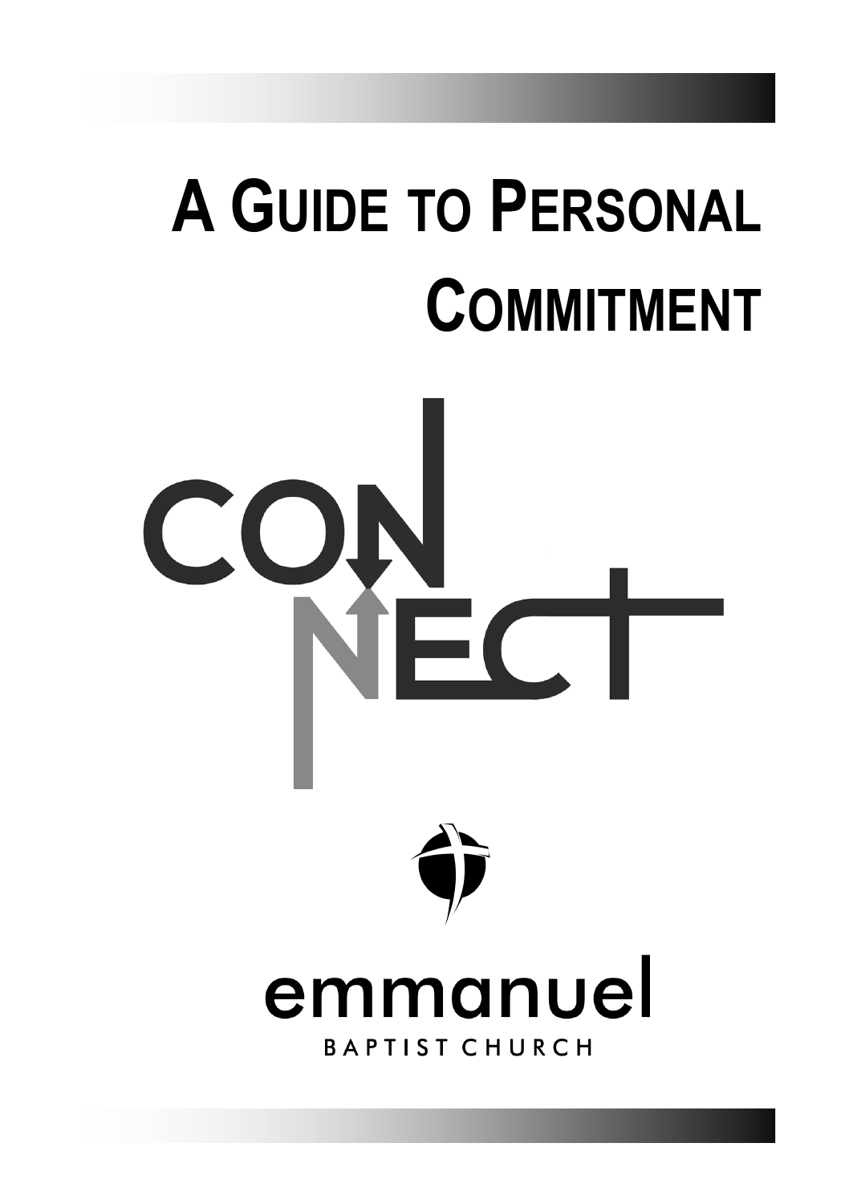# A Guide to Personal Commitment

CONNECT

emmanuel

BAPTIST CHURCH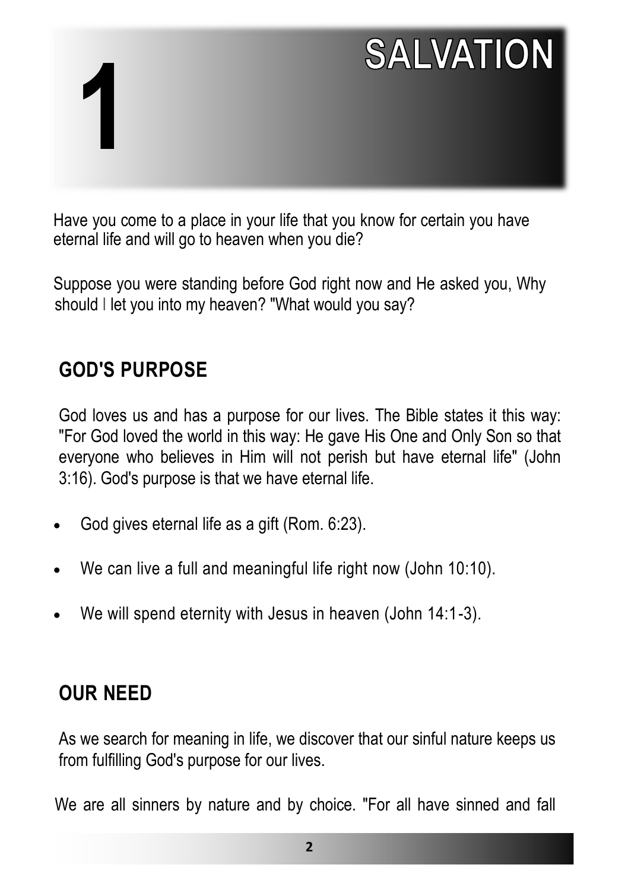# 1 SALVATION

Have you come to a place in your life that you know for certain you have eternal life and will go to heaven when you die?

Suppose you were standing before God right now and He asked you, Why should I let you into my heaven? "What would you say?

## GOD'S PURPOSE

God loves us and has a purpose for our lives. The Bible states it this way: "For God loved the world in this way: He gave His One and Only Son so that everyone who believes in Him will not perish but have eternal life" (John 3:16). God's purpose is that we have eternal life.

- God gives eternal life as a gift (Rom. 6:23).
- We can live a full and meaningful life right now (John 10:10).
- We will spend eternity with Jesus in heaven (John 14:1-3).

## OUR NEED

As we search for meaning in life, we discover that our sinful nature keeps us from fulfilling God's purpose for our lives.

We are all sinners by nature and by choice. "For all have sinned and fall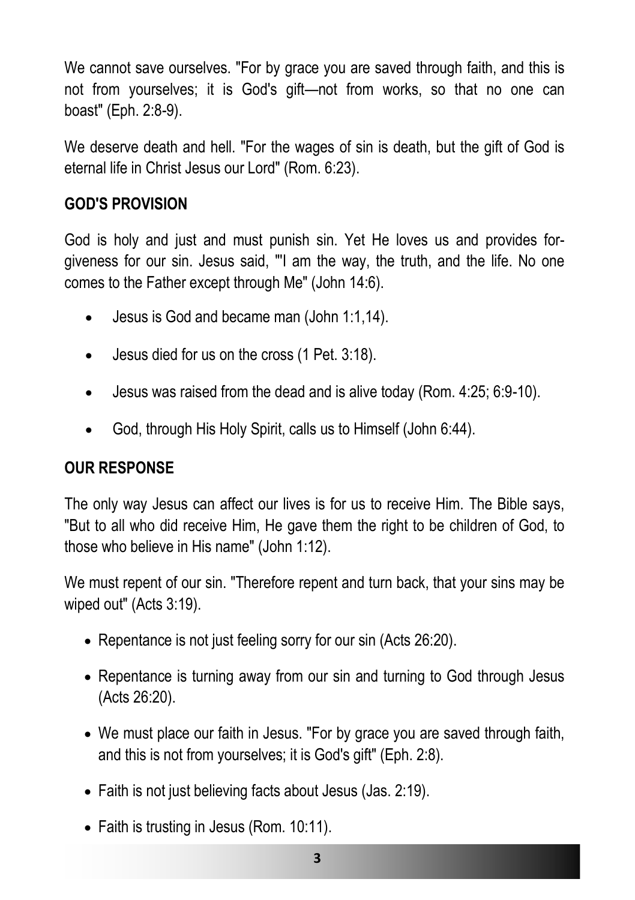We cannot save ourselves. "For by grace you are saved through faith, and this is not from yourselves; it is God's gift—not from works, so that no one can boast" (Eph. 2:8-9).

We deserve death and hell. "For the wages of sin is death, but the gift of God is eternal life in Christ Jesus our Lord" (Rom. 6:23).

**GOD'S PROVISION**

God is holy and just and must punish sin. Yet He loves us and provides forgiveness for our sin. Jesus said, "'I am the way, the truth, and the life. No one comes to the Father except through Me" (John 14:6).

- Jesus is God and became man (John 1:1,14).
- Jesus died for us on the cross (1 Pet. 3:18).
- Jesus was raised from the dead and is alive today (Rom. 4:25; 6:9-10).
- God, through His Holy Spirit, calls us to Himself (John 6:44).

**OUR RESPONSE**

The only way Jesus can affect our lives is for us to receive Him. The Bible says, "But to all who did receive Him, He gave them the right to be children of God, to those who believe in His name" (John 1:12).

We must repent of our sin. "Therefore repent and turn back, that your sins may be wiped out" (Acts 3:19).

- Repentance is not just feeling sorry for our sin (Acts 26:20).
- Repentance is turning away from our sin and turning to God through Jesus (Acts 26:20).
- We must place our faith in Jesus. "For by grace you are saved through faith, and this is not from yourselves; it is God's gift" (Eph. 2:8).
- Faith is not just believing facts about Jesus (Jas. 2:19).
- Faith is trusting in Jesus (Rom. 10:11).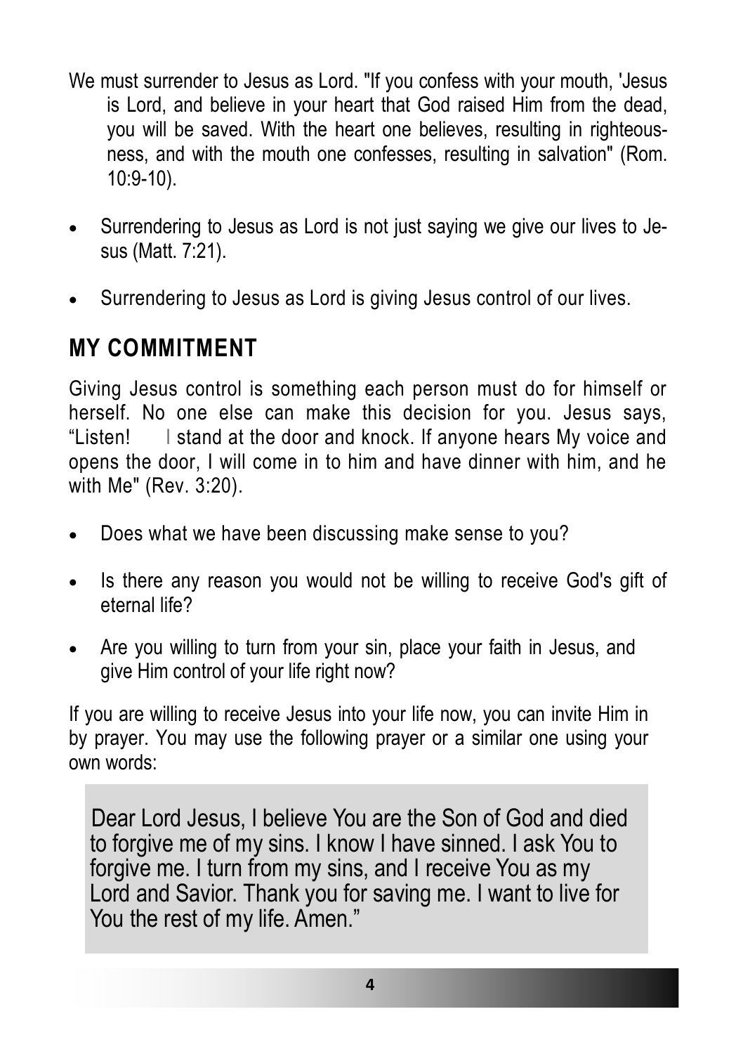We must surrender to Jesus as Lord. "If you confess with your mouth, 'Jesus is Lord, and believe in your heart that God raised Him from the dead, you will be saved. With the heart one believes, resulting in righteousness, and with the mouth one confesses, resulting in salvation" (Rom. 10:9-10).

- Surrendering to Jesus as Lord is not just saying we give our lives to Jesus (Matt. 7:21).
- Surrendering to Jesus as Lord is giving Jesus control of our lives.

## MY COMMITMENT

Giving Jesus control is something each person must do for himself or herself. No one else can make this decision for you. Jesus says, "Listen! I stand at the door and knock. If anyone hears My voice and opens the door, I will come in to him and have dinner with him, and he with Me" (Rev. 3:20).

- Does what we have been discussing make sense to you?
- Is there any reason you would not be willing to receive God's gift of eternal life?
- Are you willing to turn from your sin, place your faith in Jesus, and give Him control of your life right now?

If you are willing to receive Jesus into your life now, you can invite Him in by prayer. You may use the following prayer or a similar one using your own words:

> Dear Lord Jesus, I believe You are the Son of God and died to forgive me of my sins. I know I have sinned. I ask You to forgive me. I turn from my sins, and I receive You as my Lord and Savior. Thank you for saving me. I want to live for You the rest of my life. Amen."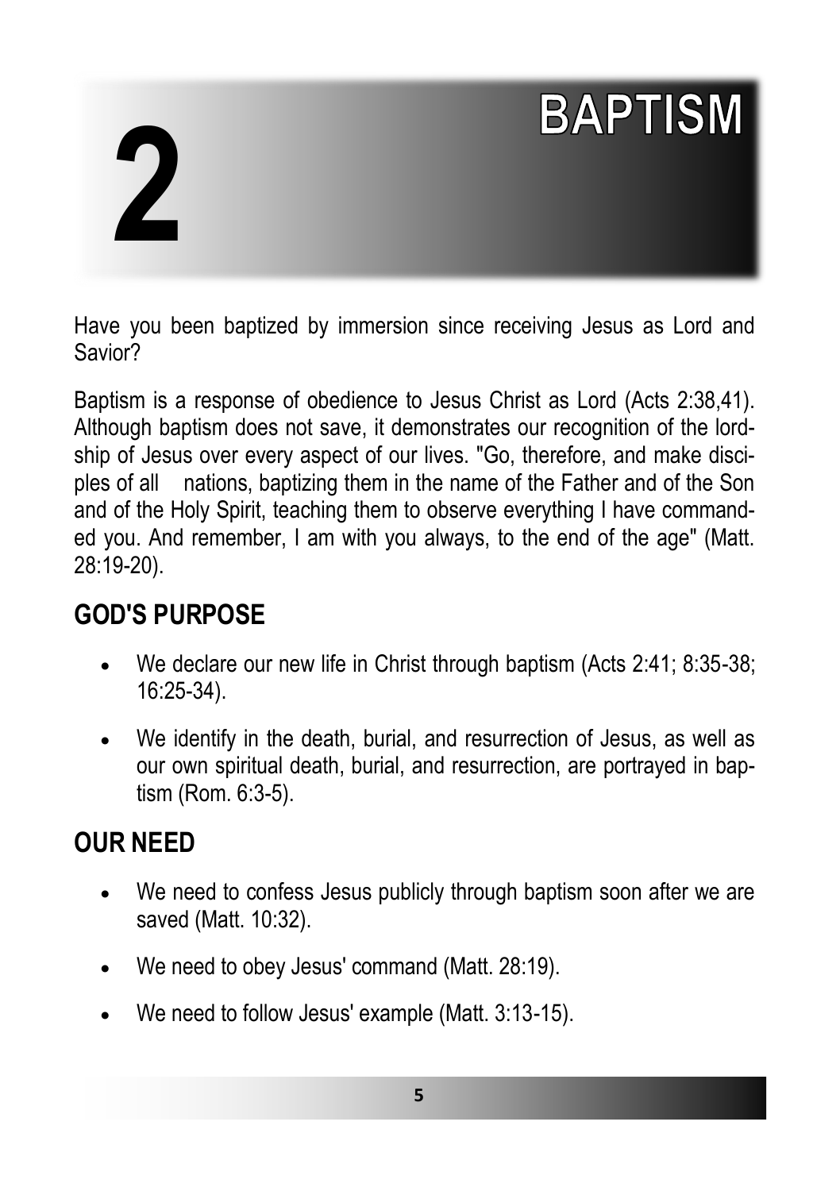# 2 BAPTISM

Have you been baptized by immersion since receiving Jesus as Lord and Savior?

Baptism is a response of obedience to Jesus Christ as Lord (Acts 2:38,41). Although baptism does not save, it demonstrates our recognition of the lordship of Jesus over every aspect of our lives. "Go, therefore, and make disciples of all nations, baptizing them in the name of the Father and of the Son and of the Holy Spirit, teaching them to observe everything I have commanded you. And remember, I am with you always, to the end of the age" (Matt. 28:19-20).

## GOD'S PURPOSE

- We declare our new life in Christ through baptism (Acts 2:41; 8:35-38; 16:25-34).
- We identify in the death, burial, and resurrection of Jesus, as well as our own spiritual death, burial, and resurrection, are portrayed in baptism (Rom. 6:3-5).

## OUR NEED

- We need to confess Jesus publicly through baptism soon after we are saved (Matt. 10:32).
- We need to obey Jesus' command (Matt. 28:19).
- We need to follow Jesus' example (Matt. 3:13-15).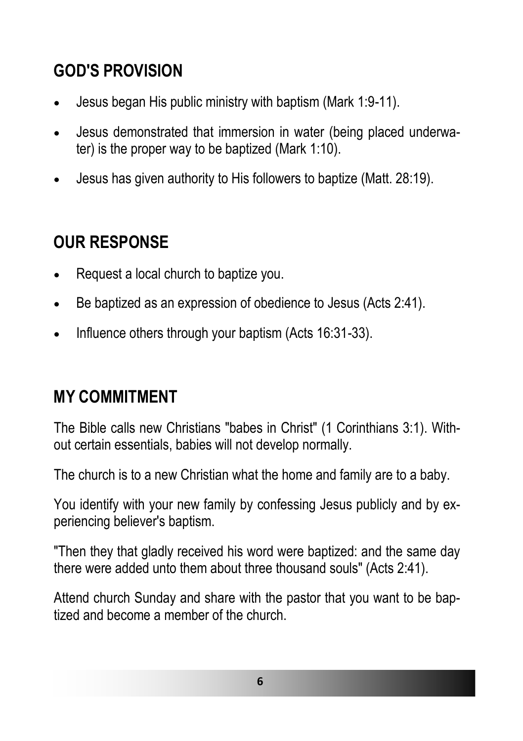## GOD'S PROVISION

- Jesus began His public ministry with baptism (Mark 1:9-11).
- Jesus demonstrated that immersion in water (being placed underwater) is the proper way to be baptized (Mark 1:10).
- Jesus has given authority to His followers to baptize (Matt. 28:19).

## OUR RESPONSE

- Request a local church to baptize you.
- Be baptized as an expression of obedience to Jesus (Acts 2:41).
- Influence others through your baptism (Acts 16:31-33).

## MY COMMITMENT

The Bible calls new Christians "babes in Christ" (1 Corinthians 3:1). Without certain essentials, babies will not develop normally.

The church is to a new Christian what the home and family are to a baby.

You identify with your new family by confessing Jesus publicly and by experiencing believer's baptism.

"Then they that gladly received his word were baptized: and the same day there were added unto them about three thousand souls" (Acts 2:41).

Attend church Sunday and share with the pastor that you want to be baptized and become a member of the church.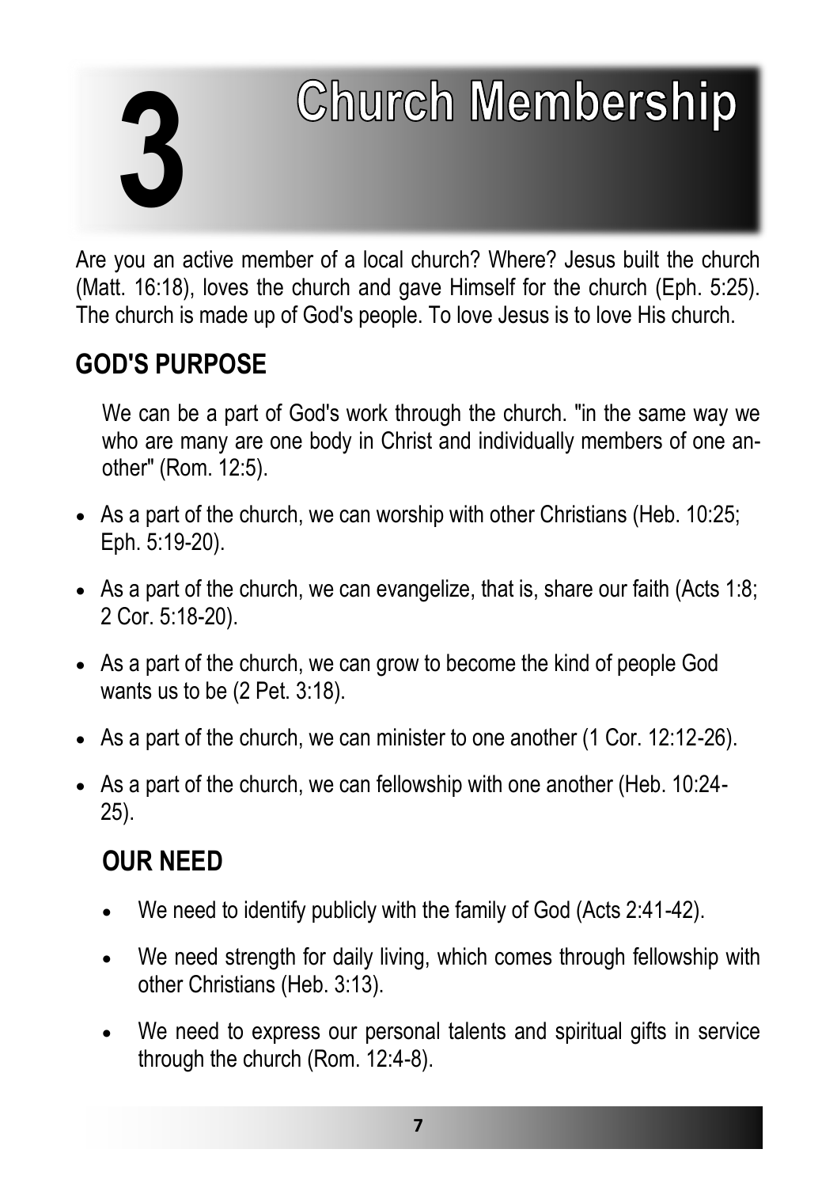# 3 Church Membership

Are you an active member of a local church? Where? Jesus built the church (Matt. 16:18), loves the church and gave Himself for the church (Eph. 5:25). The church is made up of God's people. To love Jesus is to love His church.

## GOD'S PURPOSE

We can be a part of God's work through the church. "in the same way we who are many are one body in Christ and individually members of one another" (Rom. 12:5).

- As a part of the church, we can worship with other Christians (Heb. 10:25; Eph. 5:19-20).
- As a part of the church, we can evangelize, that is, share our faith (Acts 1:8; 2 Cor. 5:18-20).
- As a part of the church, we can grow to become the kind of people God wants us to be (2 Pet. 3:18).
- As a part of the church, we can minister to one another (1 Cor. 12:12-26).
- As a part of the church, we can fellowship with one another (Heb. 10:24-25).

## OUR NEED

- We need to identify publicly with the family of God (Acts 2:41-42).
- We need strength for daily living, which comes through fellowship with other Christians (Heb. 3:13).
- We need to express our personal talents and spiritual gifts in service through the church (Rom. 12:4-8).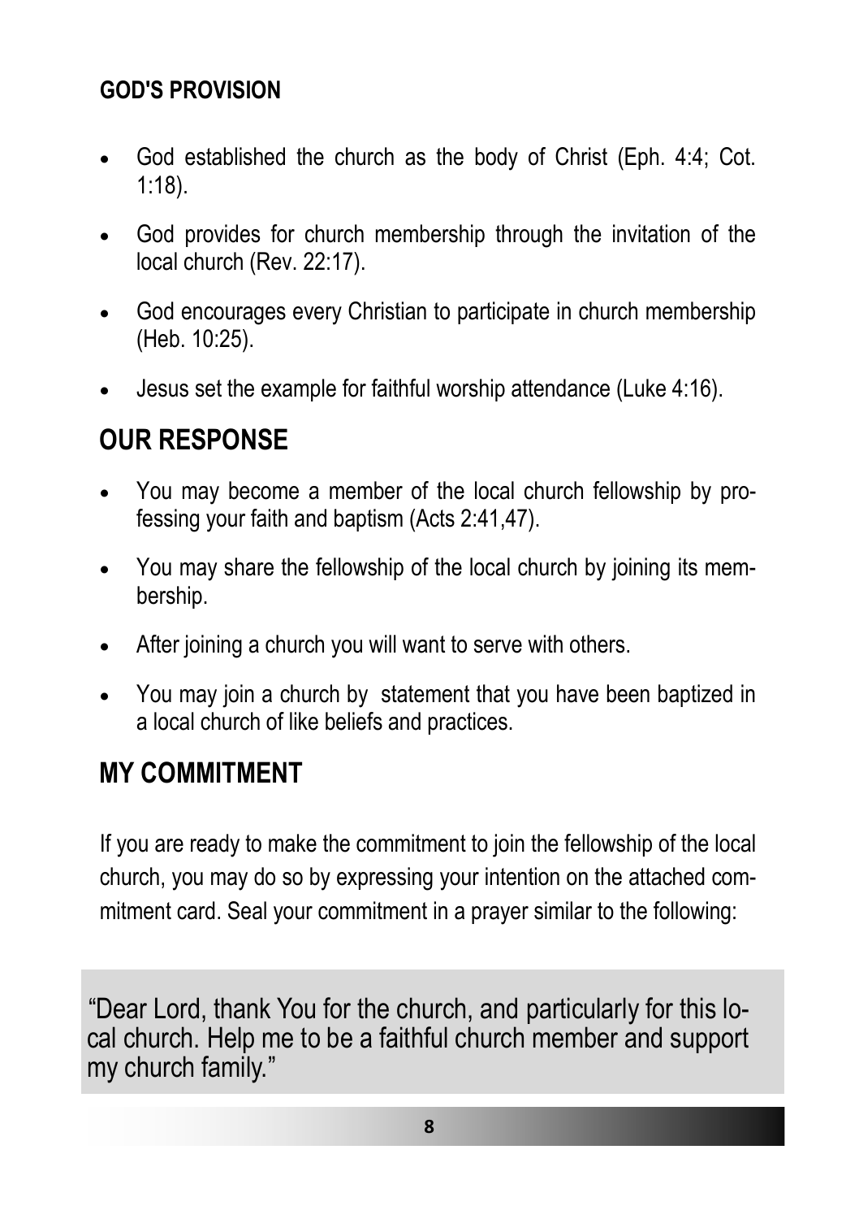## GOD'S PROVISION

- God established the church as the body of Christ (Eph. 4:4; Cot. 1:18).
- God provides for church membership through the invitation of the local church (Rev. 22:17).
- God encourages every Christian to participate in church membership (Heb. 10:25).
- Jesus set the example for faithful worship attendance (Luke 4:16).

## OUR RESPONSE

- You may become a member of the local church fellowship by professing your faith and baptism (Acts 2:41,47).
- You may share the fellowship of the local church by joining its membership.
- After joining a church you will want to serve with others.
- You may join a church by statement that you have been baptized in a local church of like beliefs and practices.

## MY COMMITMENT

If you are ready to make the commitment to join the fellowship of the local church, you may do so by expressing your intention on the attached commitment card. Seal your commitment in a prayer similar to the following:

> "Dear Lord, thank You for the church, and particularly for this local church. Help me to be a faithful church member and support my church family."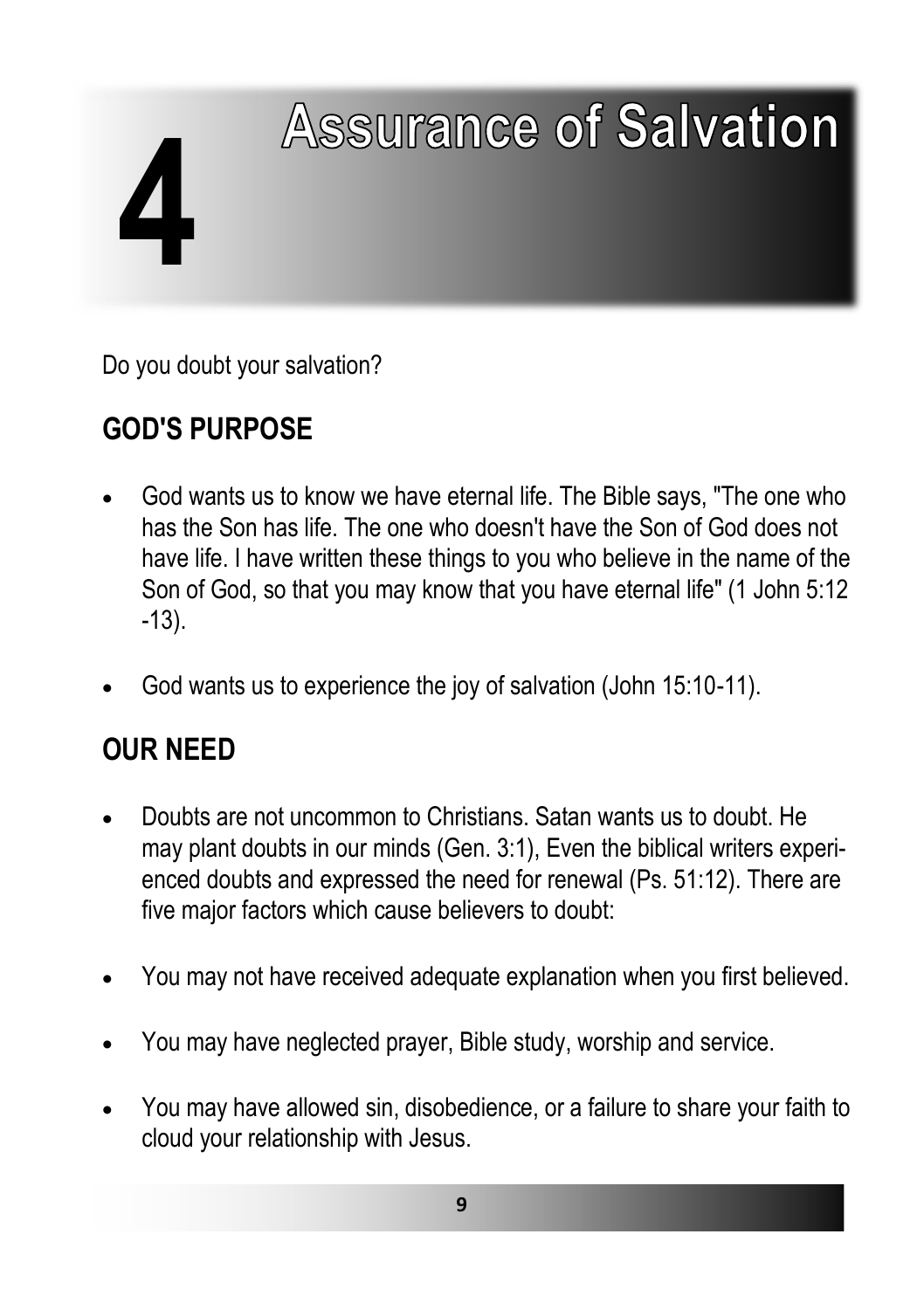# 4 Assurance of Salvation

Do you doubt your salvation?

## GOD'S PURPOSE

- God wants us to know we have eternal life. The Bible says, "The one who has the Son has life. The one who doesn't have the Son of God does not have life. I have written these things to you who believe in the name of the Son of God, so that you may know that you have eternal life" (1 John 5:12 -13).
- God wants us to experience the joy of salvation (John 15:10-11).

## OUR NEED

- Doubts are not uncommon to Christians. Satan wants us to doubt. He may plant doubts in our minds (Gen. 3:1), Even the biblical writers experienced doubts and expressed the need for renewal (Ps. 51:12). There are five major factors which cause believers to doubt:
- You may not have received adequate explanation when you first believed.
- You may have neglected prayer, Bible study, worship and service.
- You may have allowed sin, disobedience, or a failure to share your faith to cloud your relationship with Jesus.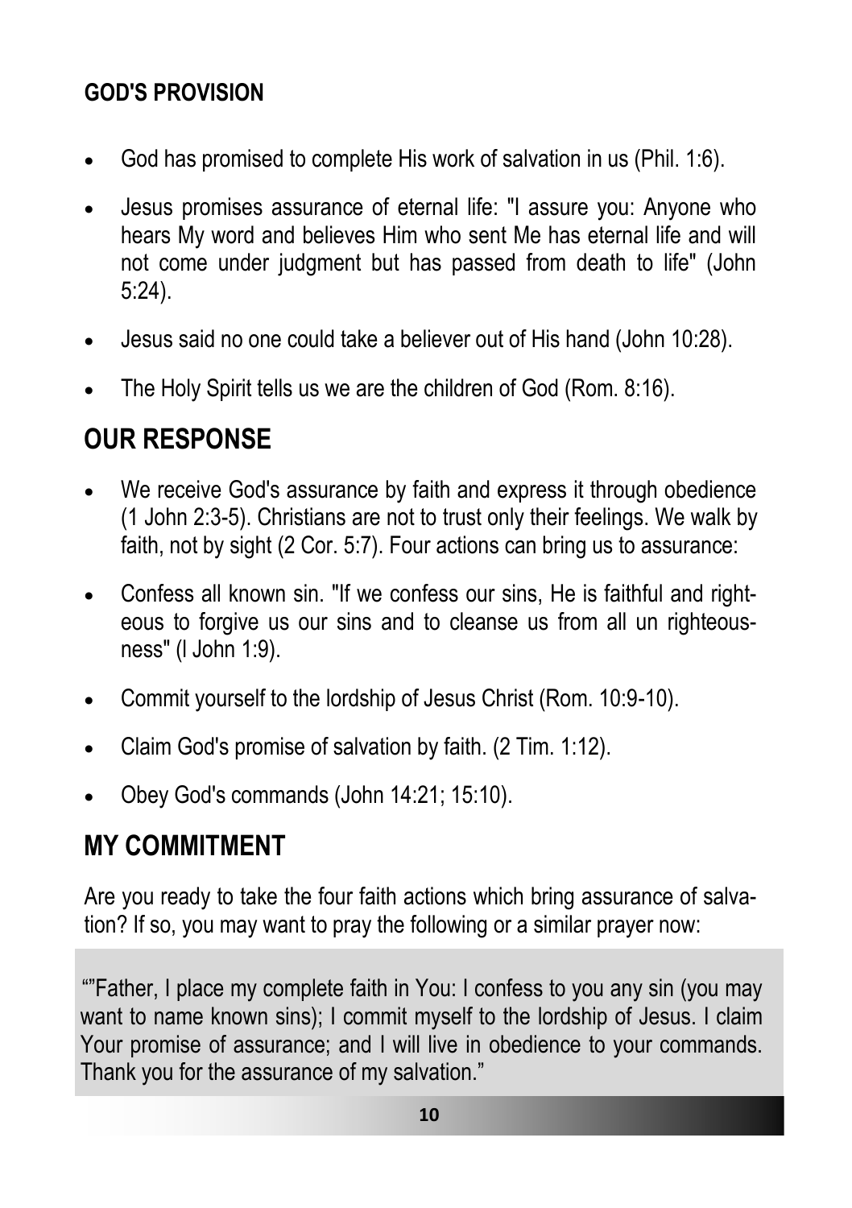### GOD'S PROVISION

- God has promised to complete His work of salvation in us (Phil. 1:6).
- Jesus promises assurance of eternal life: "I assure you: Anyone who hears My word and believes Him who sent Me has eternal life and will not come under judgment but has passed from death to life" (John 5:24).
- Jesus said no one could take a believer out of His hand (John 10:28).
- The Holy Spirit tells us we are the children of God (Rom. 8:16).

## OUR RESPONSE

- We receive God's assurance by faith and express it through obedience (1 John 2:3-5). Christians are not to trust only their feelings. We walk by faith, not by sight (2 Cor. 5:7). Four actions can bring us to assurance:
- Confess all known sin. "If we confess our sins, He is faithful and righteous to forgive us our sins and to cleanse us from all un righteousness" (l John 1:9).
- Commit yourself to the lordship of Jesus Christ (Rom. 10:9-10).
- Claim God's promise of salvation by faith. (2 Tim. 1:12).
- Obey God's commands (John 14:21; 15:10).

## MY COMMITMENT

Are you ready to take the four faith actions which bring assurance of salvation? If so, you may want to pray the following or a similar prayer now:

“”Father, I place my complete faith in You: I confess to you any sin (you may want to name known sins); I commit myself to the lordship of Jesus. I claim Your promise of assurance; and I will live in obedience to your commands. Thank you for the assurance of my salvation.”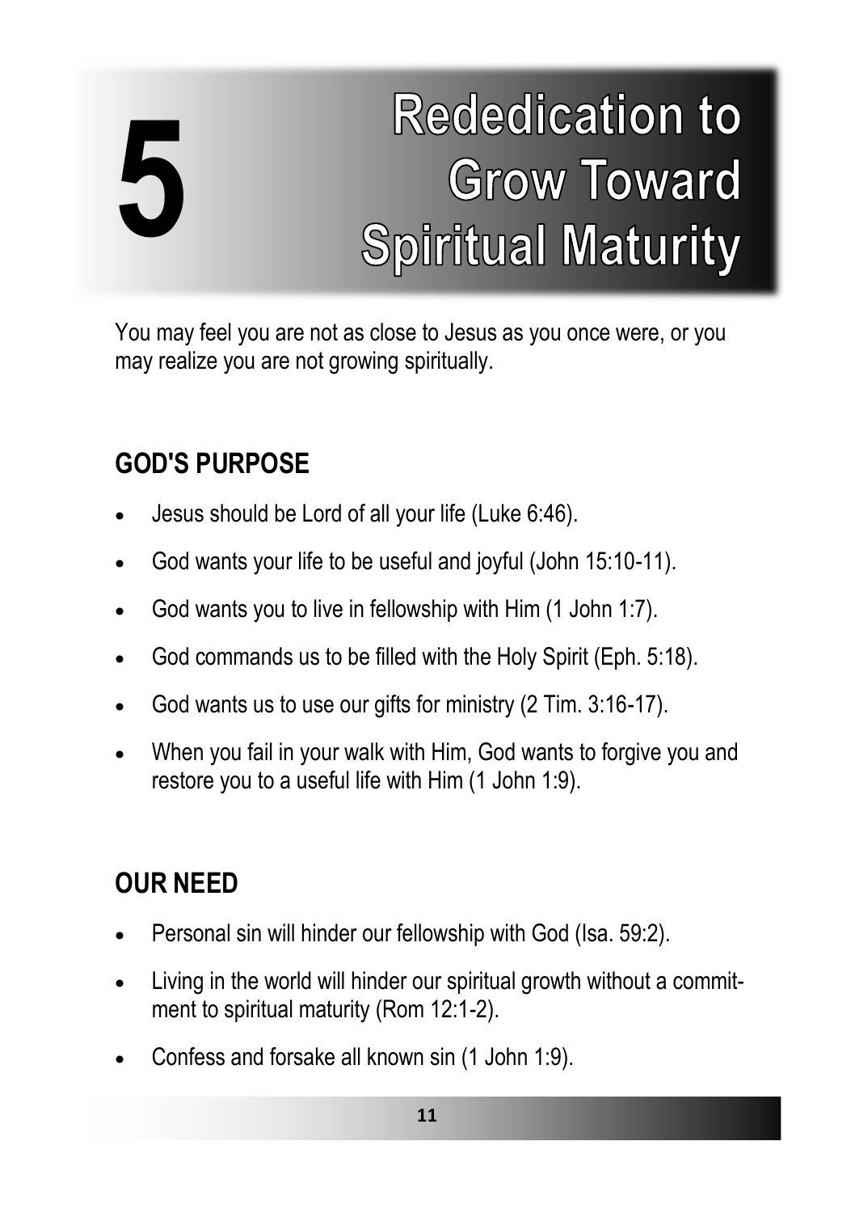# 5 Rededication to Grow Toward Spiritual Maturity

You may feel you are not as close to Jesus as you once were, or you may realize you are not growing spiritually.

## GOD'S PURPOSE

- Jesus should be Lord of all your life (Luke 6:46).
- God wants your life to be useful and joyful (John 15:10-11).
- God wants you to live in fellowship with Him (1 John 1:7).
- God commands us to be filled with the Holy Spirit (Eph. 5:18).
- God wants us to use our gifts for ministry (2 Tim. 3:16-17).
- When you fail in your walk with Him, God wants to forgive you and restore you to a useful life with Him (1 John 1:9).

## OUR NEED

- Personal sin will hinder our fellowship with God (Isa. 59:2).
- Living in the world will hinder our spiritual growth without a commitment to spiritual maturity (Rom 12:1-2).
- Confess and forsake all known sin (1 John 1:9).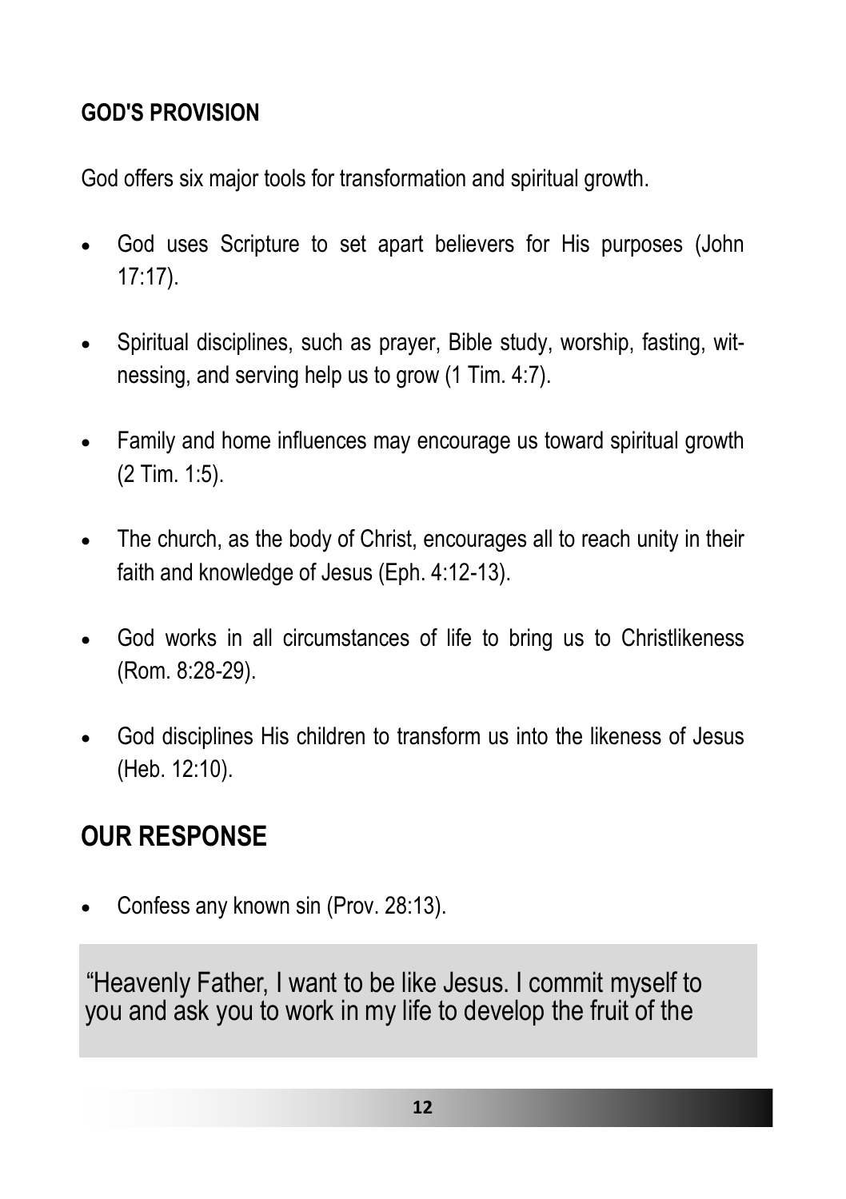### GOD'S PROVISION

God offers six major tools for transformation and spiritual growth.

- God uses Scripture to set apart believers for His purposes (John 17:17).
- Spiritual disciplines, such as prayer, Bible study, worship, fasting, witnessing, and serving help us to grow (1 Tim. 4:7).
- Family and home influences may encourage us toward spiritual growth (2 Tim. 1:5).
- The church, as the body of Christ, encourages all to reach unity in their faith and knowledge of Jesus (Eph. 4:12-13).
- God works in all circumstances of life to bring us to Christlikeness (Rom. 8:28-29).
- God disciplines His children to transform us into the likeness of Jesus (Heb. 12:10).

## OUR RESPONSE

- Confess any known sin (Prov. 28:13).

"Heavenly Father, I want to be like Jesus. I commit myself to you and ask you to work in my life to develop the fruit of the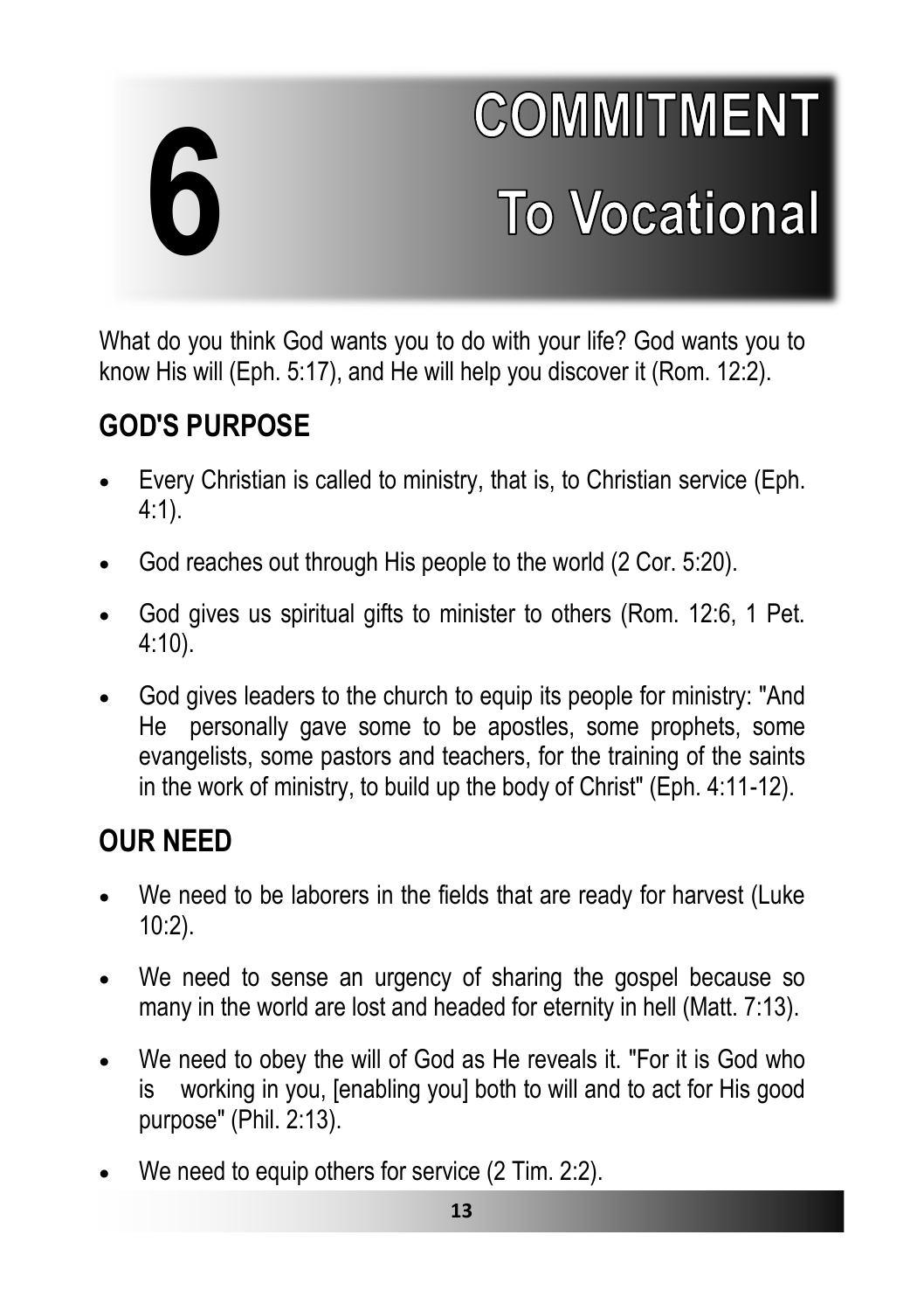# 6 COMMITMENT To Vocational

What do you think God wants you to do with your life? God wants you to know His will (Eph. 5:17), and He will help you discover it (Rom. 12:2).

## GOD'S PURPOSE

- Every Christian is called to ministry, that is, to Christian service (Eph. 4:1).
- God reaches out through His people to the world (2 Cor. 5:20).
- God gives us spiritual gifts to minister to others (Rom. 12:6, 1 Pet. 4:10).
- God gives leaders to the church to equip its people for ministry: "And He personally gave some to be apostles, some prophets, some evangelists, some pastors and teachers, for the training of the saints in the work of ministry, to build up the body of Christ" (Eph. 4:11-12).

## OUR NEED

- We need to be laborers in the fields that are ready for harvest (Luke 10:2).
- We need to sense an urgency of sharing the gospel because so many in the world are lost and headed for eternity in hell (Matt. 7:13).
- We need to obey the will of God as He reveals it. "For it is God who is working in you, [enabling you] both to will and to act for His good purpose" (Phil. 2:13).
- We need to equip others for service (2 Tim. 2:2).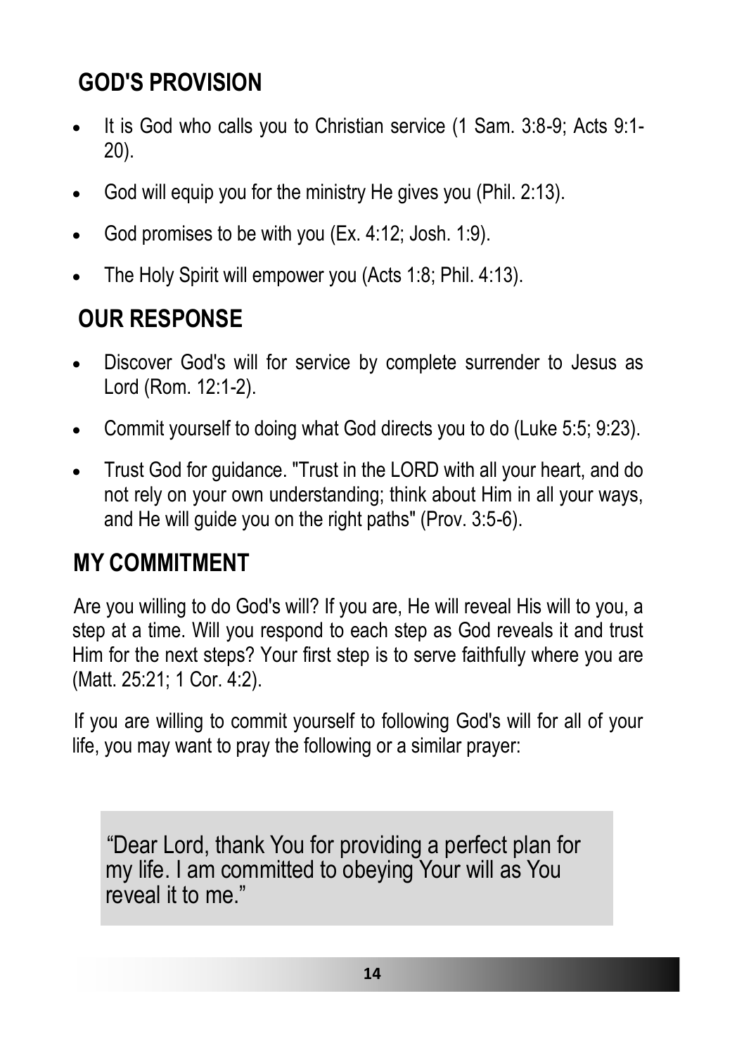## GOD'S PROVISION

- It is God who calls you to Christian service (1 Sam. 3:8-9; Acts 9:1-20).
- God will equip you for the ministry He gives you (Phil. 2:13).
- God promises to be with you (Ex. 4:12; Josh. 1:9).
- The Holy Spirit will empower you (Acts 1:8; Phil. 4:13).

## OUR RESPONSE

- Discover God's will for service by complete surrender to Jesus as Lord (Rom. 12:1-2).
- Commit yourself to doing what God directs you to do (Luke 5:5; 9:23).
- Trust God for guidance. "Trust in the LORD with all your heart, and do not rely on your own understanding; think about Him in all your ways, and He will guide you on the right paths" (Prov. 3:5-6).

## MY COMMITMENT

Are you willing to do God's will? If you are, He will reveal His will to you, a step at a time. Will you respond to each step as God reveals it and trust Him for the next steps? Your first step is to serve faithfully where you are (Matt. 25:21; 1 Cor. 4:2).

If you are willing to commit yourself to following God's will for all of your life, you may want to pray the following or a similar prayer:

> "Dear Lord, thank You for providing a perfect plan for my life. I am committed to obeying Your will as You reveal it to me."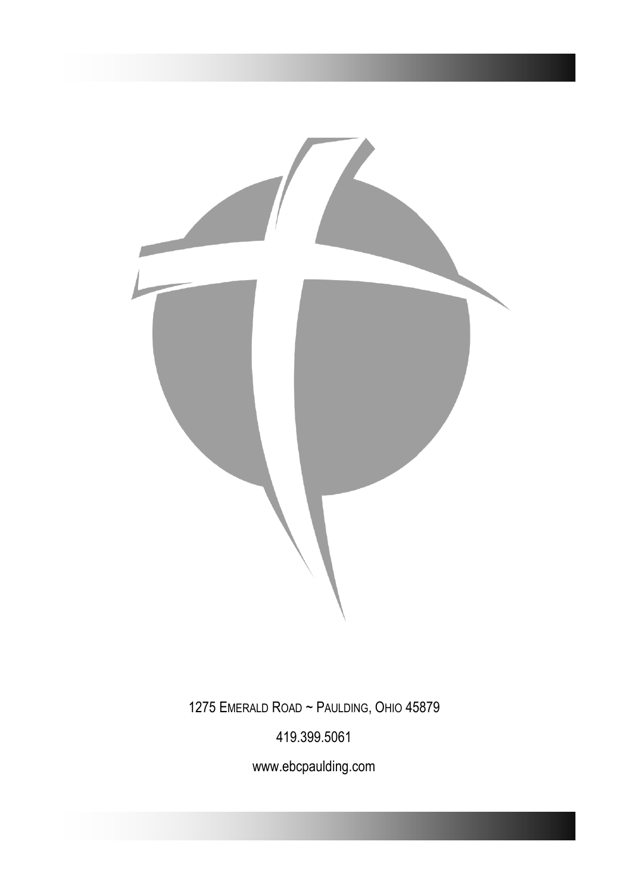1275 EMERALD ROAD ~ PAULDING, OHIO 45879

419.399.5061

www.ebcpaulding.com